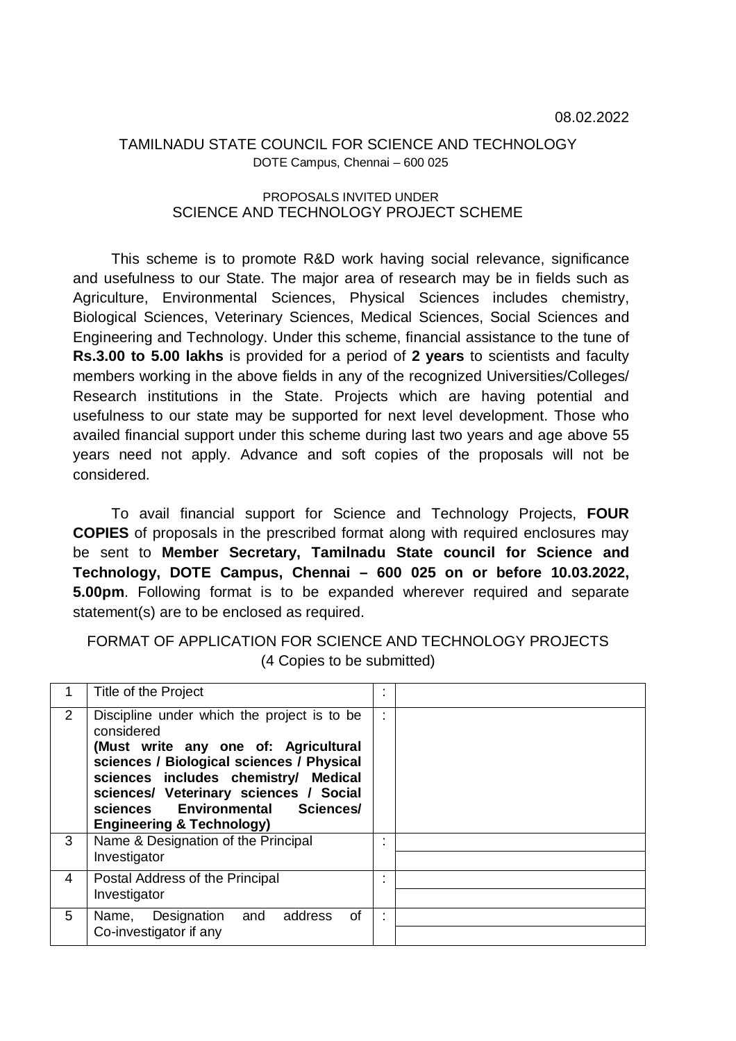08.02.2022

# TAMILNADU STATE COUNCIL FOR SCIENCE AND TECHNOLOGY

DOTE Campus, Chennai – 600 025

PROPOSALS INVITED UNDER

## SCIENCE AND TECHNOLOGY PROJECT SCHEME

This scheme is to promote R&D work having social relevance, significance and usefulness to our State. The major area of research may be in fields such as Agriculture, Environmental Sciences, Physical Sciences includes chemistry, Biological Sciences, Veterinary Sciences, Medical Sciences, Social Sciences and Engineering and Technology. Under this scheme, financial assistance to the tune of **Rs.3.00 to 5.00 lakhs** is provided for a period of **2 years** to scientists and faculty members working in the above fields in any of the recognized Universities/Colleges/ Research institutions in the State. Projects which are having potential and usefulness to our state may be supported for next level development. Those who availed financial support under this scheme during last two years and age above 55 years need not apply. Advance and soft copies of the proposals will not be considered.

To avail financial support for Science and Technology Projects, **FOUR COPIES** of proposals in the prescribed format along with required enclosures may be sent to **Member Secretary, Tamilnadu State council for Science and Technology, DOTE Campus, Chennai – 600 025 on or before 10.03.2022, 5.00pm**. Following format is to be expanded wherever required and separate statement(s) are to be enclosed as required.

FORMAT OF APPLICATION FOR SCIENCE AND TECHNOLOGY PROJECTS
(4 Copies to be submitted)

| | | | |
|---|---|---|---|
| 1 | Title of the Project | : | |
| 2 | Discipline under which the project is to be considered **(Must write any one of: Agricultural sciences / Biological sciences / Physical sciences includes chemistry/ Medical sciences/ Veterinary sciences / Social sciences Environmental Sciences/ Engineering & Technology)** | : | |
| 3 | Name & Designation of the Principal Investigator | : | |
| 4 | Postal Address of the Principal Investigator | : | |
| 5 | Name, Designation and address of Co-investigator if any | : | |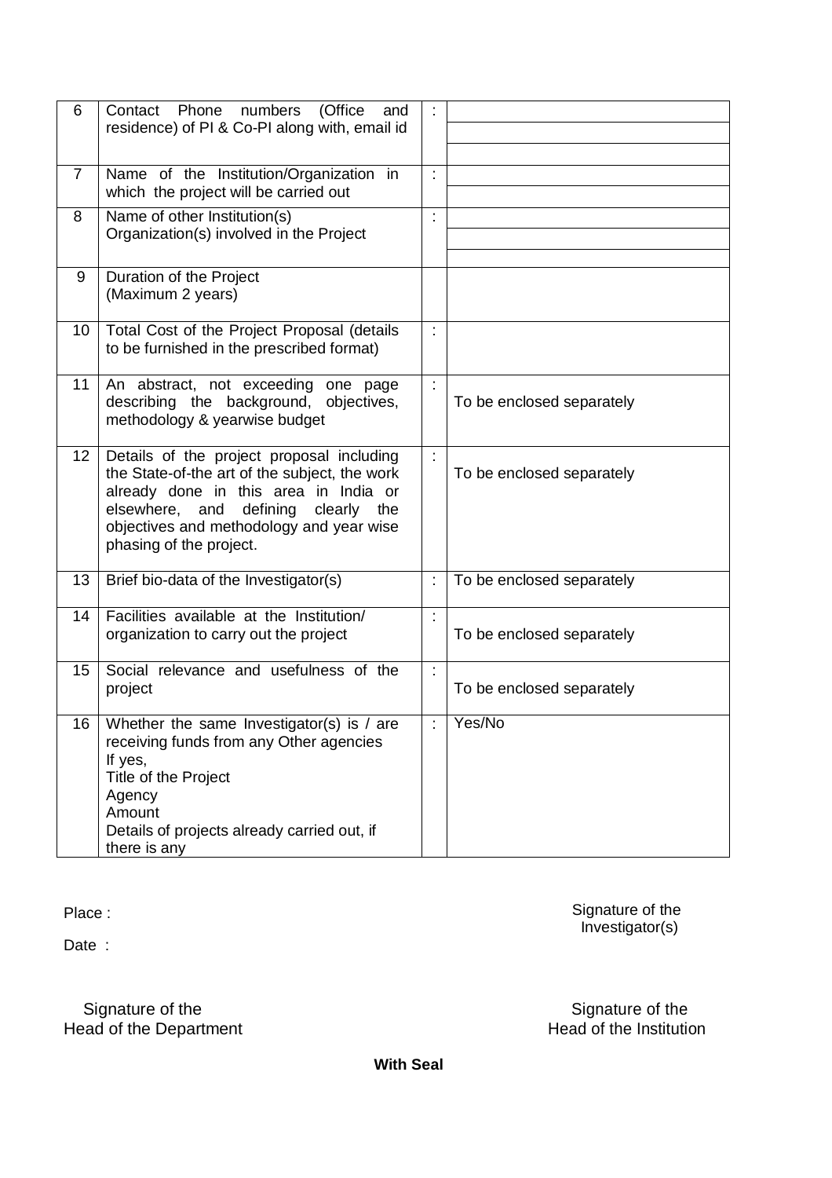| | | | |
|---|---|---|---|
| 6 | Contact Phone numbers (Office and residence) of PI & Co-PI along with, email id | : | |
| 7 | Name of the Institution/Organization in which the project will be carried out | : | |
| 8 | Name of other Institution(s) Organization(s) involved in the Project | : | |
| 9 | Duration of the Project (Maximum 2 years) | | |
| 10 | Total Cost of the Project Proposal (details to be furnished in the prescribed format) | : | |
| 11 | An abstract, not exceeding one page describing the background, objectives, methodology & yearwise budget | : | To be enclosed separately |
| 12 | Details of the project proposal including the State-of-the art of the subject, the work already done in this area in India or elsewhere, and defining clearly the objectives and methodology and year wise phasing of the project. | : | To be enclosed separately |
| 13 | Brief bio-data of the Investigator(s) | : | To be enclosed separately |
| 14 | Facilities available at the Institution/ organization to carry out the project | : | To be enclosed separately |
| 15 | Social relevance and usefulness of the project | : | To be enclosed separately |
| 16 | Whether the same Investigator(s) is / are receiving funds from any Other agencies<br>If yes,<br>Title of the Project<br>Agency<br>Amount<br>Details of projects already carried out, if there is any | : | Yes/No |

Place :

Date :

Signature of the Investigator(s)

Signature of the Head of the Department

Signature of the Head of the Institution

**With Seal**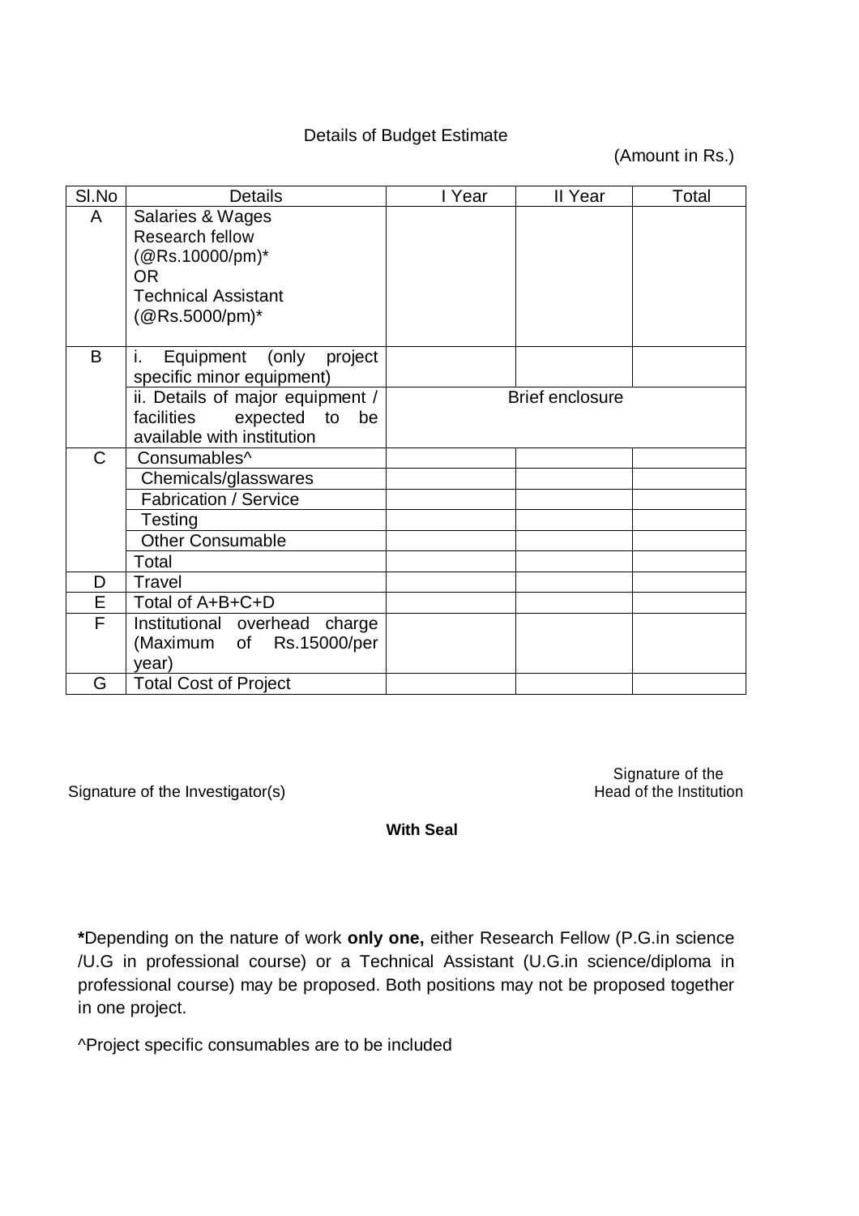Details of Budget Estimate

(Amount in Rs.)

| Sl.No | Details | I Year | II Year | Total |
|---|---|---|---|---|
| A | Salaries & Wages<br>Research fellow<br>(@Rs.10000/pm)*<br>OR<br>Technical Assistant<br>(@Rs.5000/pm)* | | | |
| B | i. Equipment (only project specific minor equipment) | | | |
| | ii. Details of major equipment / facilities expected to be available with institution | Brief enclosure | | |
| C | Consumables^ | | | |
| | Chemicals/glasswares | | | |
| | Fabrication / Service | | | |
| | Testing | | | |
| | Other Consumable | | | |
| | Total | | | |
| D | Travel | | | |
| E | Total of A+B+C+D | | | |
| F | Institutional overhead charge (Maximum of Rs.15000/per year) | | | |
| G | Total Cost of Project | | | |

Signature of the Investigator(s)

Signature of the Head of the Institution

**With Seal**

***Depending on the nature of work **only one,** either Research Fellow (P.G.in science /U.G in professional course) or a Technical Assistant (U.G.in science/diploma in professional course) may be proposed. Both positions may not be proposed together in one project.

^Project specific consumables are to be included